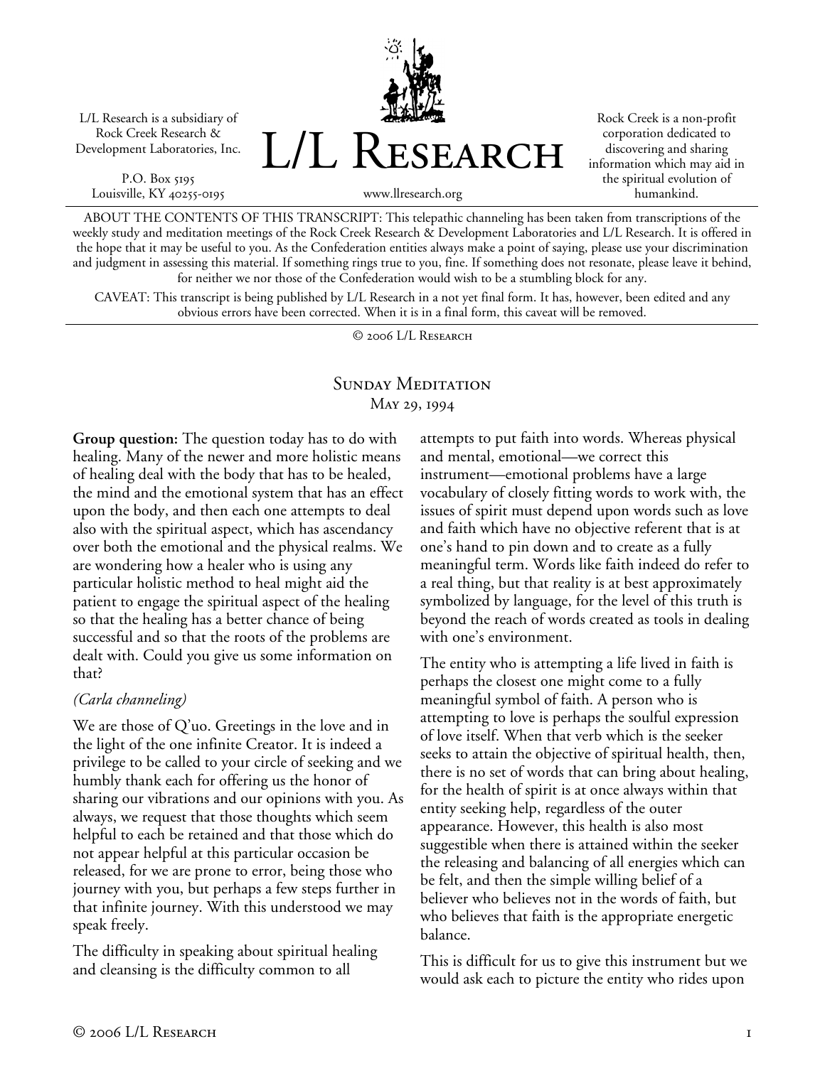L/L Research is a subsidiary of Rock Creek Research & Development Laboratories, Inc.

P.O. Box 5195
Louisville, KY 40255-0195

# L/L Research

www.llresearch.org

Rock Creek is a non-profit corporation dedicated to discovering and sharing information which may aid in the spiritual evolution of humankind.

ABOUT THE CONTENTS OF THIS TRANSCRIPT: This telepathic channeling has been taken from transcriptions of the weekly study and meditation meetings of the Rock Creek Research & Development Laboratories and L/L Research. It is offered in the hope that it may be useful to you. As the Confederation entities always make a point of saying, please use your discrimination and judgment in assessing this material. If something rings true to you, fine. If something does not resonate, please leave it behind, for neither we nor those of the Confederation would wish to be a stumbling block for any.

CAVEAT: This transcript is being published by L/L Research in a not yet final form. It has, however, been edited and any obvious errors have been corrected. When it is in a final form, this caveat will be removed.

© 2006 L/L Research

## Sunday Meditation
May 29, 1994

**Group question:** The question today has to do with healing. Many of the newer and more holistic means of healing deal with the body that has to be healed, the mind and the emotional system that has an effect upon the body, and then each one attempts to deal also with the spiritual aspect, which has ascendancy over both the emotional and the physical realms. We are wondering how a healer who is using any particular holistic method to heal might aid the patient to engage the spiritual aspect of the healing so that the healing has a better chance of being successful and so that the roots of the problems are dealt with. Could you give us some information on that?

*(Carla channeling)*

We are those of Q'uo. Greetings in the love and in the light of the one infinite Creator. It is indeed a privilege to be called to your circle of seeking and we humbly thank each for offering us the honor of sharing our vibrations and our opinions with you. As always, we request that those thoughts which seem helpful to each be retained and that those which do not appear helpful at this particular occasion be released, for we are prone to error, being those who journey with you, but perhaps a few steps further in that infinite journey. With this understood we may speak freely.

The difficulty in speaking about spiritual healing and cleansing is the difficulty common to all attempts to put faith into words. Whereas physical and mental, emotional—we correct this instrument—emotional problems have a large vocabulary of closely fitting words to work with, the issues of spirit must depend upon words such as love and faith which have no objective referent that is at one's hand to pin down and to create as a fully meaningful term. Words like faith indeed do refer to a real thing, but that reality is at best approximately symbolized by language, for the level of this truth is beyond the reach of words created as tools in dealing with one's environment.

The entity who is attempting a life lived in faith is perhaps the closest one might come to a fully meaningful symbol of faith. A person who is attempting to love is perhaps the soulful expression of love itself. When that verb which is the seeker seeks to attain the objective of spiritual health, then, there is no set of words that can bring about healing, for the health of spirit is at once always within that entity seeking help, regardless of the outer appearance. However, this health is also most suggestible when there is attained within the seeker the releasing and balancing of all energies which can be felt, and then the simple willing belief of a believer who believes not in the words of faith, but who believes that faith is the appropriate energetic balance.

This is difficult for us to give this instrument but we would ask each to picture the entity who rides upon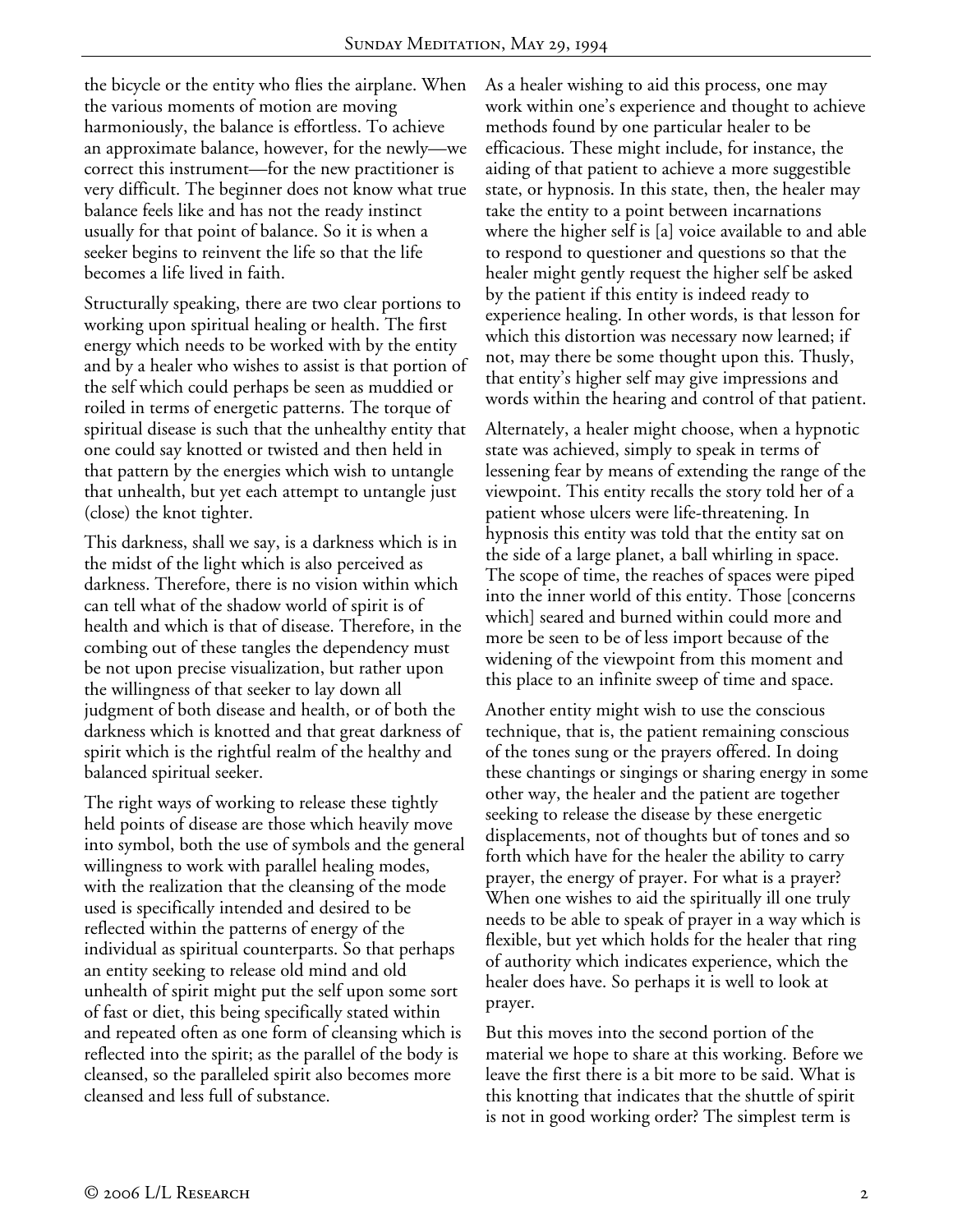the bicycle or the entity who flies the airplane. When the various moments of motion are moving harmoniously, the balance is effortless. To achieve an approximate balance, however, for the newly—we correct this instrument—for the new practitioner is very difficult. The beginner does not know what true balance feels like and has not the ready instinct usually for that point of balance. So it is when a seeker begins to reinvent the life so that the life becomes a life lived in faith.

Structurally speaking, there are two clear portions to working upon spiritual healing or health. The first energy which needs to be worked with by the entity and by a healer who wishes to assist is that portion of the self which could perhaps be seen as muddied or roiled in terms of energetic patterns. The torque of spiritual disease is such that the unhealthy entity that one could say knotted or twisted and then held in that pattern by the energies which wish to untangle that unhealth, but yet each attempt to untangle just (close) the knot tighter.

This darkness, shall we say, is a darkness which is in the midst of the light which is also perceived as darkness. Therefore, there is no vision within which can tell what of the shadow world of spirit is of health and which is that of disease. Therefore, in the combing out of these tangles the dependency must be not upon precise visualization, but rather upon the willingness of that seeker to lay down all judgment of both disease and health, or of both the darkness which is knotted and that great darkness of spirit which is the rightful realm of the healthy and balanced spiritual seeker.

The right ways of working to release these tightly held points of disease are those which heavily move into symbol, both the use of symbols and the general willingness to work with parallel healing modes, with the realization that the cleansing of the mode used is specifically intended and desired to be reflected within the patterns of energy of the individual as spiritual counterparts. So that perhaps an entity seeking to release old mind and old unhealth of spirit might put the self upon some sort of fast or diet, this being specifically stated within and repeated often as one form of cleansing which is reflected into the spirit; as the parallel of the body is cleansed, so the paralleled spirit also becomes more cleansed and less full of substance.

As a healer wishing to aid this process, one may work within one's experience and thought to achieve methods found by one particular healer to be efficacious. These might include, for instance, the aiding of that patient to achieve a more suggestible state, or hypnosis. In this state, then, the healer may take the entity to a point between incarnations where the higher self is [a] voice available to and able to respond to questioner and questions so that the healer might gently request the higher self be asked by the patient if this entity is indeed ready to experience healing. In other words, is that lesson for which this distortion was necessary now learned; if not, may there be some thought upon this. Thusly, that entity's higher self may give impressions and words within the hearing and control of that patient.

Alternately, a healer might choose, when a hypnotic state was achieved, simply to speak in terms of lessening fear by means of extending the range of the viewpoint. This entity recalls the story told her of a patient whose ulcers were life-threatening. In hypnosis this entity was told that the entity sat on the side of a large planet, a ball whirling in space. The scope of time, the reaches of spaces were piped into the inner world of this entity. Those [concerns which] seared and burned within could more and more be seen to be of less import because of the widening of the viewpoint from this moment and this place to an infinite sweep of time and space.

Another entity might wish to use the conscious technique, that is, the patient remaining conscious of the tones sung or the prayers offered. In doing these chantings or singings or sharing energy in some other way, the healer and the patient are together seeking to release the disease by these energetic displacements, not of thoughts but of tones and so forth which have for the healer the ability to carry prayer, the energy of prayer. For what is a prayer? When one wishes to aid the spiritually ill one truly needs to be able to speak of prayer in a way which is flexible, but yet which holds for the healer that ring of authority which indicates experience, which the healer does have. So perhaps it is well to look at prayer.

But this moves into the second portion of the material we hope to share at this working. Before we leave the first there is a bit more to be said. What is this knotting that indicates that the shuttle of spirit is not in good working order? The simplest term is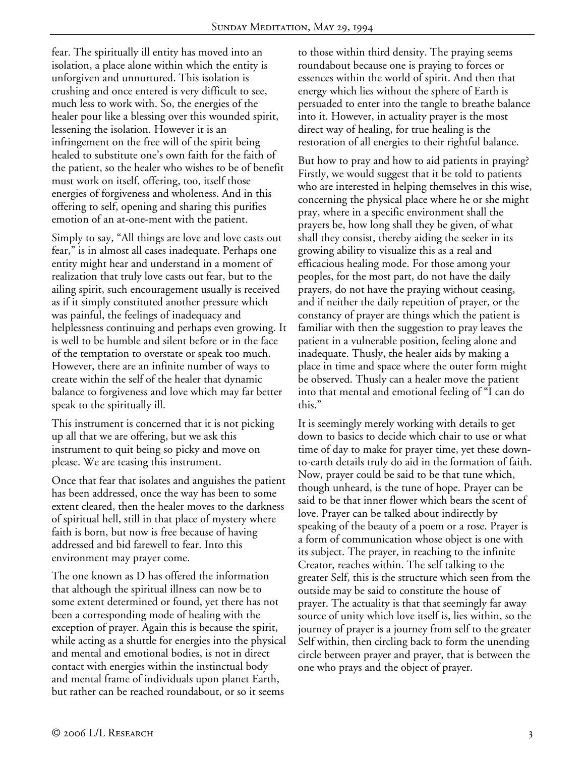fear. The spiritually ill entity has moved into an isolation, a place alone within which the entity is unforgiven and unnurtured. This isolation is crushing and once entered is very difficult to see, much less to work with. So, the energies of the healer pour like a blessing over this wounded spirit, lessening the isolation. However it is an infringement on the free will of the spirit being healed to substitute one's own faith for the faith of the patient, so the healer who wishes to be of benefit must work on itself, offering, too, itself those energies of forgiveness and wholeness. And in this offering to self, opening and sharing this purifies emotion of an at-one-ment with the patient.

Simply to say, "All things are love and love casts out fear," is in almost all cases inadequate. Perhaps one entity might hear and understand in a moment of realization that truly love casts out fear, but to the ailing spirit, such encouragement usually is received as if it simply constituted another pressure which was painful, the feelings of inadequacy and helplessness continuing and perhaps even growing. It is well to be humble and silent before or in the face of the temptation to overstate or speak too much. However, there are an infinite number of ways to create within the self of the healer that dynamic balance to forgiveness and love which may far better speak to the spiritually ill.

This instrument is concerned that it is not picking up all that we are offering, but we ask this instrument to quit being so picky and move on please. We are teasing this instrument.

Once that fear that isolates and anguishes the patient has been addressed, once the way has been to some extent cleared, then the healer moves to the darkness of spiritual hell, still in that place of mystery where faith is born, but now is free because of having addressed and bid farewell to fear. Into this environment may prayer come.

The one known as D has offered the information that although the spiritual illness can now be to some extent determined or found, yet there has not been a corresponding mode of healing with the exception of prayer. Again this is because the spirit, while acting as a shuttle for energies into the physical and mental and emotional bodies, is not in direct contact with energies within the instinctual body and mental frame of individuals upon planet Earth, but rather can be reached roundabout, or so it seems to those within third density. The praying seems roundabout because one is praying to forces or essences within the world of spirit. And then that energy which lies without the sphere of Earth is persuaded to enter into the tangle to breathe balance into it. However, in actuality prayer is the most direct way of healing, for true healing is the restoration of all energies to their rightful balance.

But how to pray and how to aid patients in praying? Firstly, we would suggest that it be told to patients who are interested in helping themselves in this wise, concerning the physical place where he or she might pray, where in a specific environment shall the prayers be, how long shall they be given, of what shall they consist, thereby aiding the seeker in its growing ability to visualize this as a real and efficacious healing mode. For those among your peoples, for the most part, do not have the daily prayers, do not have the praying without ceasing, and if neither the daily repetition of prayer, or the constancy of prayer are things which the patient is familiar with then the suggestion to pray leaves the patient in a vulnerable position, feeling alone and inadequate. Thusly, the healer aids by making a place in time and space where the outer form might be observed. Thusly can a healer move the patient into that mental and emotional feeling of "I can do this."

It is seemingly merely working with details to get down to basics to decide which chair to use or what time of day to make for prayer time, yet these down-to-earth details truly do aid in the formation of faith. Now, prayer could be said to be that tune which, though unheard, is the tune of hope. Prayer can be said to be that inner flower which bears the scent of love. Prayer can be talked about indirectly by speaking of the beauty of a poem or a rose. Prayer is a form of communication whose object is one with its subject. The prayer, in reaching to the infinite Creator, reaches within. The self talking to the greater Self, this is the structure which seen from the outside may be said to constitute the house of prayer. The actuality is that that seemingly far away source of unity which love itself is, lies within, so the journey of prayer is a journey from self to the greater Self within, then circling back to form the unending circle between prayer and prayer, that is between the one who prays and the object of prayer.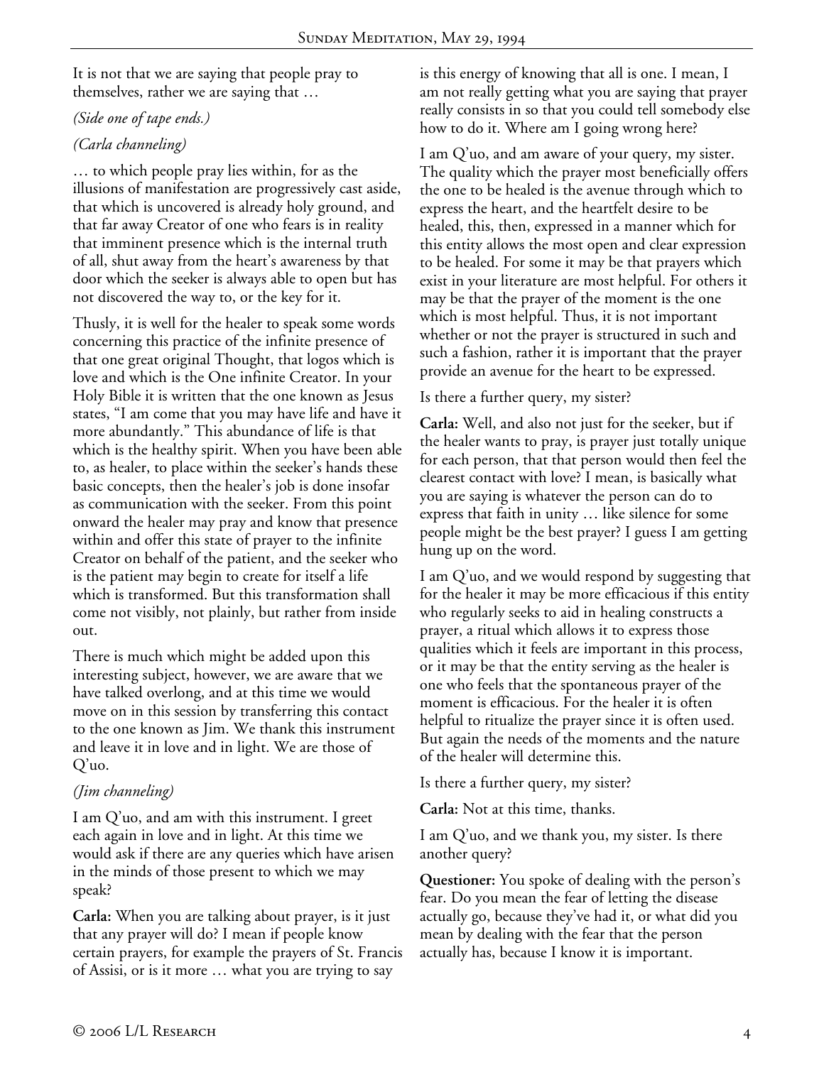It is not that we are saying that people pray to themselves, rather we are saying that …

*(Side one of tape ends.)*

*(Carla channeling)*

… to which people pray lies within, for as the illusions of manifestation are progressively cast aside, that which is uncovered is already holy ground, and that far away Creator of one who fears is in reality that imminent presence which is the internal truth of all, shut away from the heart's awareness by that door which the seeker is always able to open but has not discovered the way to, or the key for it.

Thusly, it is well for the healer to speak some words concerning this practice of the infinite presence of that one great original Thought, that logos which is love and which is the One infinite Creator. In your Holy Bible it is written that the one known as Jesus states, "I am come that you may have life and have it more abundantly." This abundance of life is that which is the healthy spirit. When you have been able to, as healer, to place within the seeker's hands these basic concepts, then the healer's job is done insofar as communication with the seeker. From this point onward the healer may pray and know that presence within and offer this state of prayer to the infinite Creator on behalf of the patient, and the seeker who is the patient may begin to create for itself a life which is transformed. But this transformation shall come not visibly, not plainly, but rather from inside out.

There is much which might be added upon this interesting subject, however, we are aware that we have talked overlong, and at this time we would move on in this session by transferring this contact to the one known as Jim. We thank this instrument and leave it in love and in light. We are those of Q'uo.

*(Jim channeling)*

I am Q'uo, and am with this instrument. I greet each again in love and in light. At this time we would ask if there are any queries which have arisen in the minds of those present to which we may speak?

**Carla:** When you are talking about prayer, is it just that any prayer will do? I mean if people know certain prayers, for example the prayers of St. Francis of Assisi, or is it more … what you are trying to say is this energy of knowing that all is one. I mean, I am not really getting what you are saying that prayer really consists in so that you could tell somebody else how to do it. Where am I going wrong here?

I am Q'uo, and am aware of your query, my sister. The quality which the prayer most beneficially offers the one to be healed is the avenue through which to express the heart, and the heartfelt desire to be healed, this, then, expressed in a manner which for this entity allows the most open and clear expression to be healed. For some it may be that prayers which exist in your literature are most helpful. For others it may be that the prayer of the moment is the one which is most helpful. Thus, it is not important whether or not the prayer is structured in such and such a fashion, rather it is important that the prayer provide an avenue for the heart to be expressed.

Is there a further query, my sister?

**Carla:** Well, and also not just for the seeker, but if the healer wants to pray, is prayer just totally unique for each person, that that person would then feel the clearest contact with love? I mean, is basically what you are saying is whatever the person can do to express that faith in unity … like silence for some people might be the best prayer? I guess I am getting hung up on the word.

I am Q'uo, and we would respond by suggesting that for the healer it may be more efficacious if this entity who regularly seeks to aid in healing constructs a prayer, a ritual which allows it to express those qualities which it feels are important in this process, or it may be that the entity serving as the healer is one who feels that the spontaneous prayer of the moment is efficacious. For the healer it is often helpful to ritualize the prayer since it is often used. But again the needs of the moments and the nature of the healer will determine this.

Is there a further query, my sister?

**Carla:** Not at this time, thanks.

I am Q'uo, and we thank you, my sister. Is there another query?

**Questioner:** You spoke of dealing with the person's fear. Do you mean the fear of letting the disease actually go, because they've had it, or what did you mean by dealing with the fear that the person actually has, because I know it is important.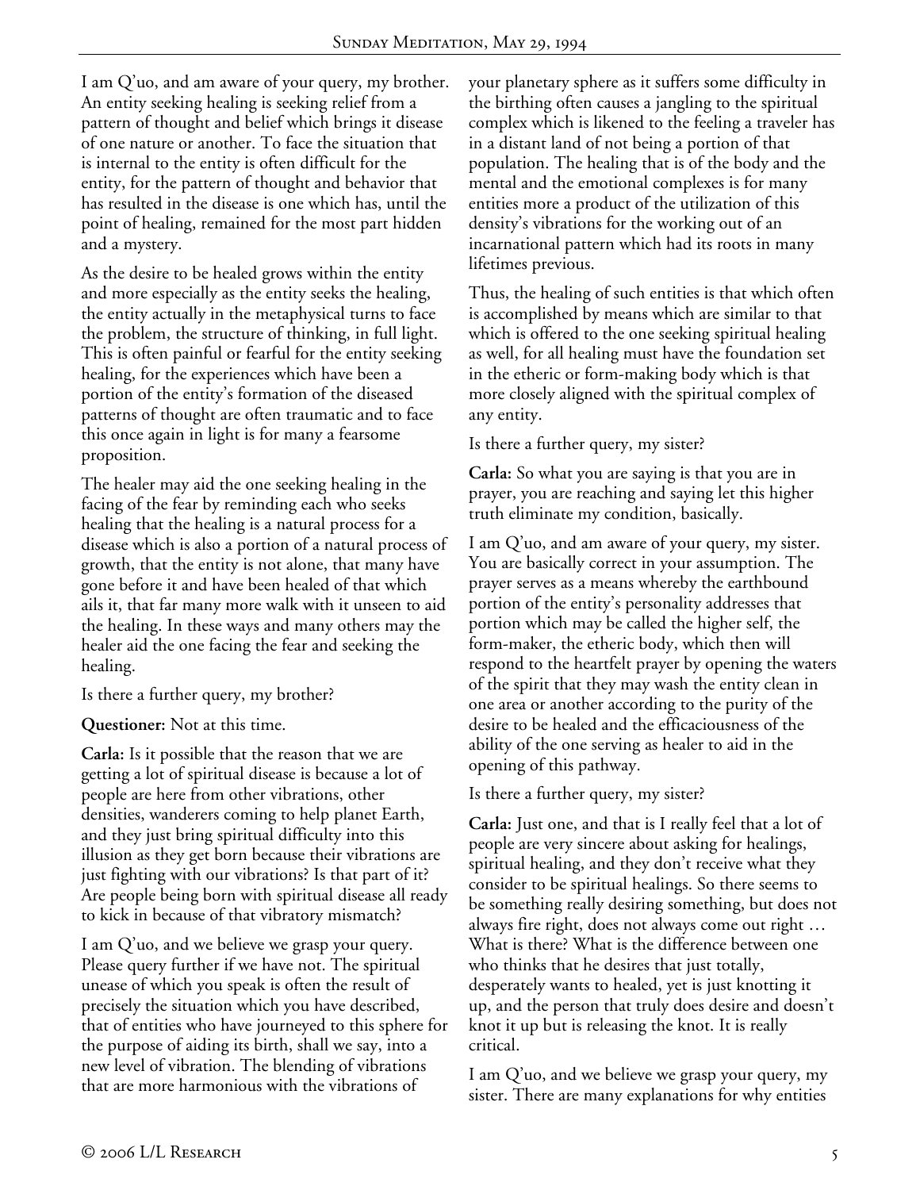I am Q'uo, and am aware of your query, my brother. An entity seeking healing is seeking relief from a pattern of thought and belief which brings it disease of one nature or another. To face the situation that is internal to the entity is often difficult for the entity, for the pattern of thought and behavior that has resulted in the disease is one which has, until the point of healing, remained for the most part hidden and a mystery.

As the desire to be healed grows within the entity and more especially as the entity seeks the healing, the entity actually in the metaphysical turns to face the problem, the structure of thinking, in full light. This is often painful or fearful for the entity seeking healing, for the experiences which have been a portion of the entity's formation of the diseased patterns of thought are often traumatic and to face this once again in light is for many a fearsome proposition.

The healer may aid the one seeking healing in the facing of the fear by reminding each who seeks healing that the healing is a natural process for a disease which is also a portion of a natural process of growth, that the entity is not alone, that many have gone before it and have been healed of that which ails it, that far many more walk with it unseen to aid the healing. In these ways and many others may the healer aid the one facing the fear and seeking the healing.

Is there a further query, my brother?

**Questioner:** Not at this time.

**Carla:** Is it possible that the reason that we are getting a lot of spiritual disease is because a lot of people are here from other vibrations, other densities, wanderers coming to help planet Earth, and they just bring spiritual difficulty into this illusion as they get born because their vibrations are just fighting with our vibrations? Is that part of it? Are people being born with spiritual disease all ready to kick in because of that vibratory mismatch?

I am Q'uo, and we believe we grasp your query. Please query further if we have not. The spiritual unease of which you speak is often the result of precisely the situation which you have described, that of entities who have journeyed to this sphere for the purpose of aiding its birth, shall we say, into a new level of vibration. The blending of vibrations that are more harmonious with the vibrations of your planetary sphere as it suffers some difficulty in the birthing often causes a jangling to the spiritual complex which is likened to the feeling a traveler has in a distant land of not being a portion of that population. The healing that is of the body and the mental and the emotional complexes is for many entities more a product of the utilization of this density's vibrations for the working out of an incarnational pattern which had its roots in many lifetimes previous.

Thus, the healing of such entities is that which often is accomplished by means which are similar to that which is offered to the one seeking spiritual healing as well, for all healing must have the foundation set in the etheric or form-making body which is that more closely aligned with the spiritual complex of any entity.

Is there a further query, my sister?

**Carla:** So what you are saying is that you are in prayer, you are reaching and saying let this higher truth eliminate my condition, basically.

I am Q'uo, and am aware of your query, my sister. You are basically correct in your assumption. The prayer serves as a means whereby the earthbound portion of the entity's personality addresses that portion which may be called the higher self, the form-maker, the etheric body, which then will respond to the heartfelt prayer by opening the waters of the spirit that they may wash the entity clean in one area or another according to the purity of the desire to be healed and the efficaciousness of the ability of the one serving as healer to aid in the opening of this pathway.

Is there a further query, my sister?

**Carla:** Just one, and that is I really feel that a lot of people are very sincere about asking for healings, spiritual healing, and they don't receive what they consider to be spiritual healings. So there seems to be something really desiring something, but does not always fire right, does not always come out right … What is there? What is the difference between one who thinks that he desires that just totally, desperately wants to healed, yet is just knotting it up, and the person that truly does desire and doesn't knot it up but is releasing the knot. It is really critical.

I am Q'uo, and we believe we grasp your query, my sister. There are many explanations for why entities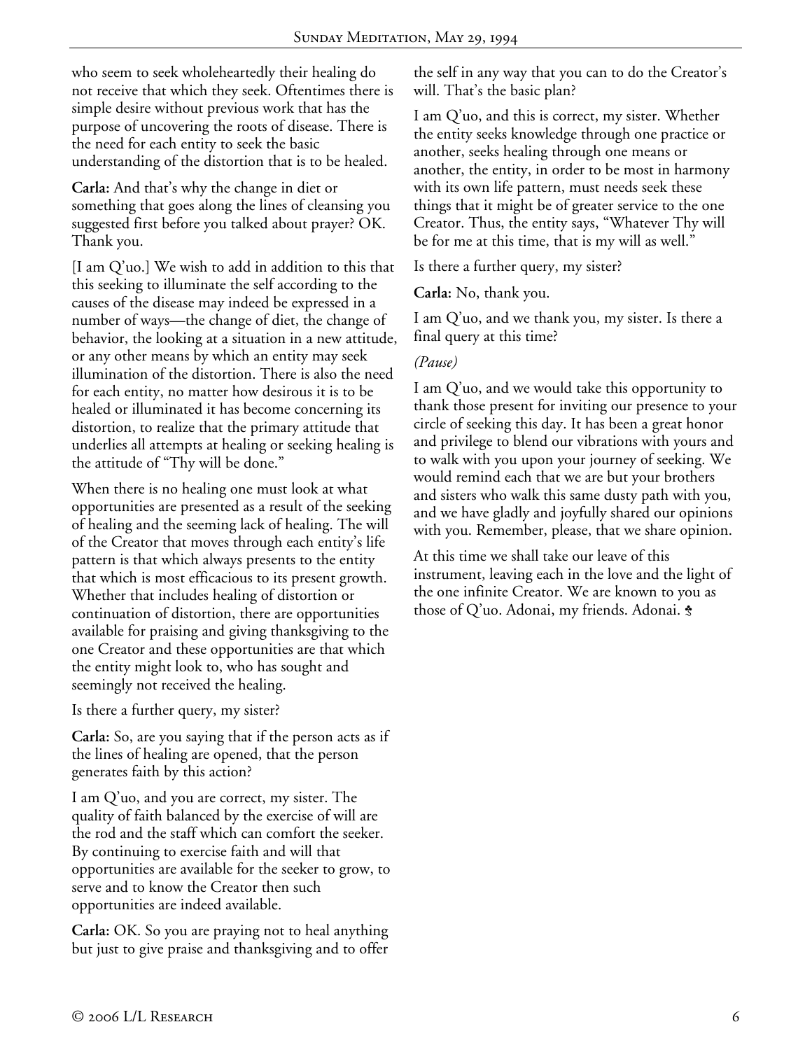who seem to seek wholeheartedly their healing do not receive that which they seek. Oftentimes there is simple desire without previous work that has the purpose of uncovering the roots of disease. There is the need for each entity to seek the basic understanding of the distortion that is to be healed.

**Carla:** And that's why the change in diet or something that goes along the lines of cleansing you suggested first before you talked about prayer? OK. Thank you.

[I am Q'uo.] We wish to add in addition to this that this seeking to illuminate the self according to the causes of the disease may indeed be expressed in a number of ways—the change of diet, the change of behavior, the looking at a situation in a new attitude, or any other means by which an entity may seek illumination of the distortion. There is also the need for each entity, no matter how desirous it is to be healed or illuminated it has become concerning its distortion, to realize that the primary attitude that underlies all attempts at healing or seeking healing is the attitude of "Thy will be done."

When there is no healing one must look at what opportunities are presented as a result of the seeking of healing and the seeming lack of healing. The will of the Creator that moves through each entity's life pattern is that which always presents to the entity that which is most efficacious to its present growth. Whether that includes healing of distortion or continuation of distortion, there are opportunities available for praising and giving thanksgiving to the one Creator and these opportunities are that which the entity might look to, who has sought and seemingly not received the healing.

Is there a further query, my sister?

**Carla:** So, are you saying that if the person acts as if the lines of healing are opened, that the person generates faith by this action?

I am Q'uo, and you are correct, my sister. The quality of faith balanced by the exercise of will are the rod and the staff which can comfort the seeker. By continuing to exercise faith and will that opportunities are available for the seeker to grow, to serve and to know the Creator then such opportunities are indeed available.

**Carla:** OK. So you are praying not to heal anything but just to give praise and thanksgiving and to offer the self in any way that you can to do the Creator's will. That's the basic plan?

I am Q'uo, and this is correct, my sister. Whether the entity seeks knowledge through one practice or another, seeks healing through one means or another, the entity, in order to be most in harmony with its own life pattern, must needs seek these things that it might be of greater service to the one Creator. Thus, the entity says, "Whatever Thy will be for me at this time, that is my will as well."

Is there a further query, my sister?

**Carla:** No, thank you.

I am Q'uo, and we thank you, my sister. Is there a final query at this time?

*(Pause)*

I am Q'uo, and we would take this opportunity to thank those present for inviting our presence to your circle of seeking this day. It has been a great honor and privilege to blend our vibrations with yours and to walk with you upon your journey of seeking. We would remind each that we are but your brothers and sisters who walk this same dusty path with you, and we have gladly and joyfully shared our opinions with you. Remember, please, that we share opinion.

At this time we shall take our leave of this instrument, leaving each in the love and the light of the one infinite Creator. We are known to you as those of Q'uo. Adonai, my friends. Adonai.